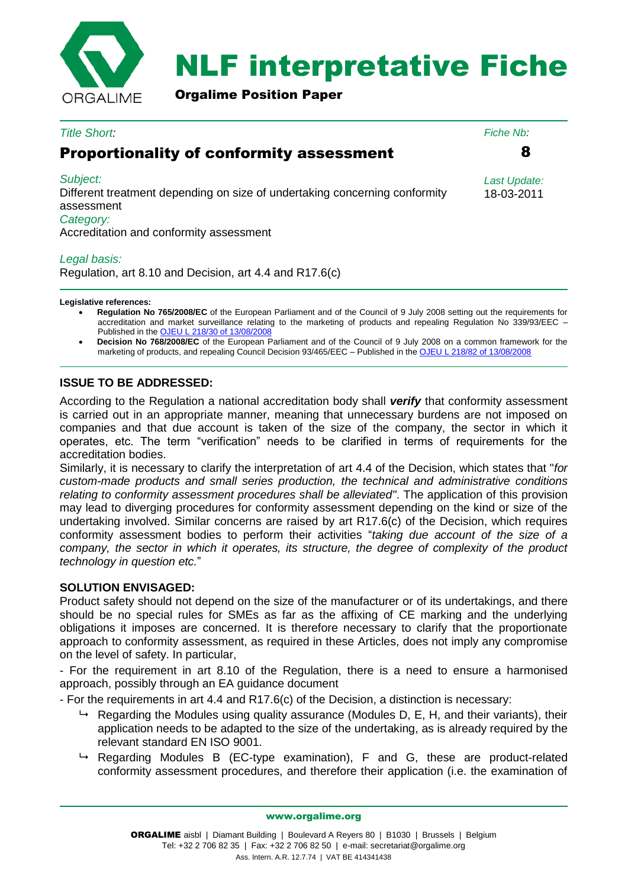# NLF interpretative Fiche

**Orgalime Position Paper**

*Title Short:*

## Proportionality of conformity assessment

*Fiche Nb:* **8**

*Subject:*
Different treatment depending on size of undertaking concerning conformity assessment

*Category:*
Accreditation and conformity assessment

*Last Update:* 18-03-2011

*Legal basis:*
Regulation, art 8.10 and Decision, art 4.4 and R17.6(c)

**Legislative references:**

- **Regulation No 765/2008/EC** of the European Parliament and of the Council of 9 July 2008 setting out the requirements for accreditation and market surveillance relating to the marketing of products and repealing Regulation No 339/93/EEC – Published in the OJEU L 218/30 of 13/08/2008
- **Decision No 768/2008/EC** of the European Parliament and of the Council of 9 July 2008 on a common framework for the marketing of products, and repealing Council Decision 93/465/EEC – Published in the OJEU L 218/82 of 13/08/2008

### ISSUE TO BE ADDRESSED:

According to the Regulation a national accreditation body shall ***verify*** that conformity assessment is carried out in an appropriate manner, meaning that unnecessary burdens are not imposed on companies and that due account is taken of the size of the company, the sector in which it operates, etc. The term "verification" needs to be clarified in terms of requirements for the accreditation bodies.

Similarly, it is necessary to clarify the interpretation of art 4.4 of the Decision, which states that "*for custom-made products and small series production, the technical and administrative conditions relating to conformity assessment procedures shall be alleviated"*. The application of this provision may lead to diverging procedures for conformity assessment depending on the kind or size of the undertaking involved. Similar concerns are raised by art R17.6(c) of the Decision, which requires conformity assessment bodies to perform their activities "*taking due account of the size of a company, the sector in which it operates, its structure, the degree of complexity of the product technology in question etc.*"

### SOLUTION ENVISAGED:

Product safety should not depend on the size of the manufacturer or of its undertakings, and there should be no special rules for SMEs as far as the affixing of CE marking and the underlying obligations it imposes are concerned. It is therefore necessary to clarify that the proportionate approach to conformity assessment, as required in these Articles, does not imply any compromise on the level of safety. In particular,

- For the requirement in art 8.10 of the Regulation, there is a need to ensure a harmonised approach, possibly through an EA guidance document

- For the requirements in art 4.4 and R17.6(c) of the Decision, a distinction is necessary:

  - Regarding the Modules using quality assurance (Modules D, E, H, and their variants), their application needs to be adapted to the size of the undertaking, as is already required by the relevant standard EN ISO 9001.
  - Regarding Modules B (EC-type examination), F and G, these are product-related conformity assessment procedures, and therefore their application (i.e. the examination of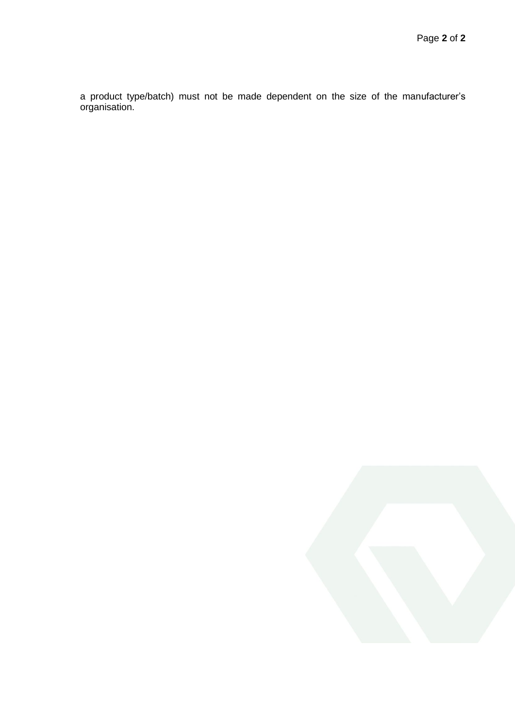a product type/batch) must not be made dependent on the size of the manufacturer's organisation.